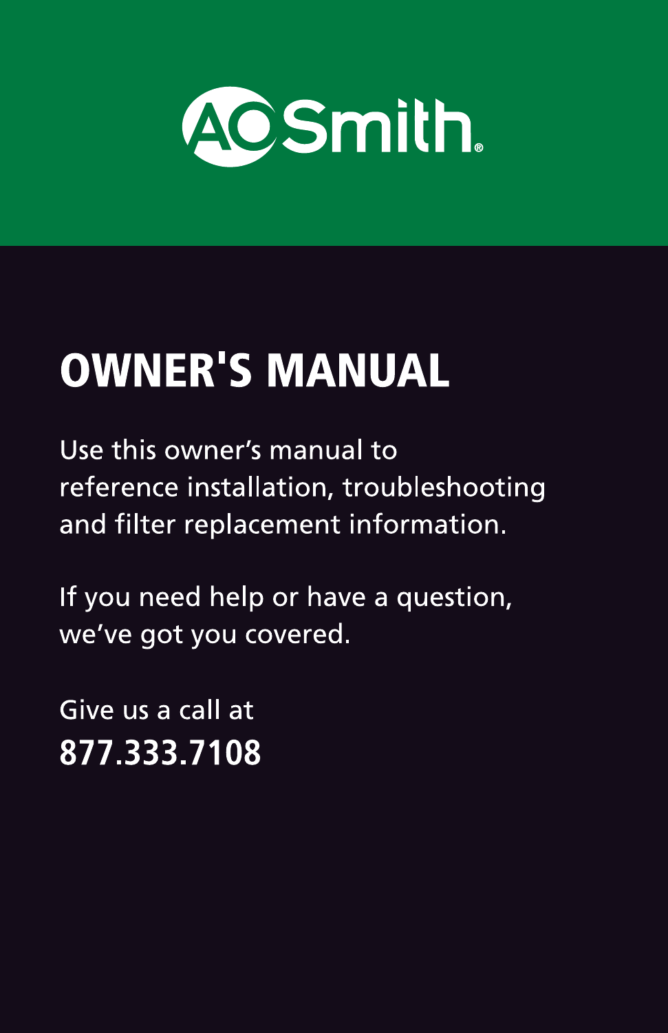A.O. Smith

# OWNER'S MANUAL

Use this owner's manual to reference installation, troubleshooting and filter replacement information.

If you need help or have a question, we've got you covered.

Give us a call at
**877.333.7108**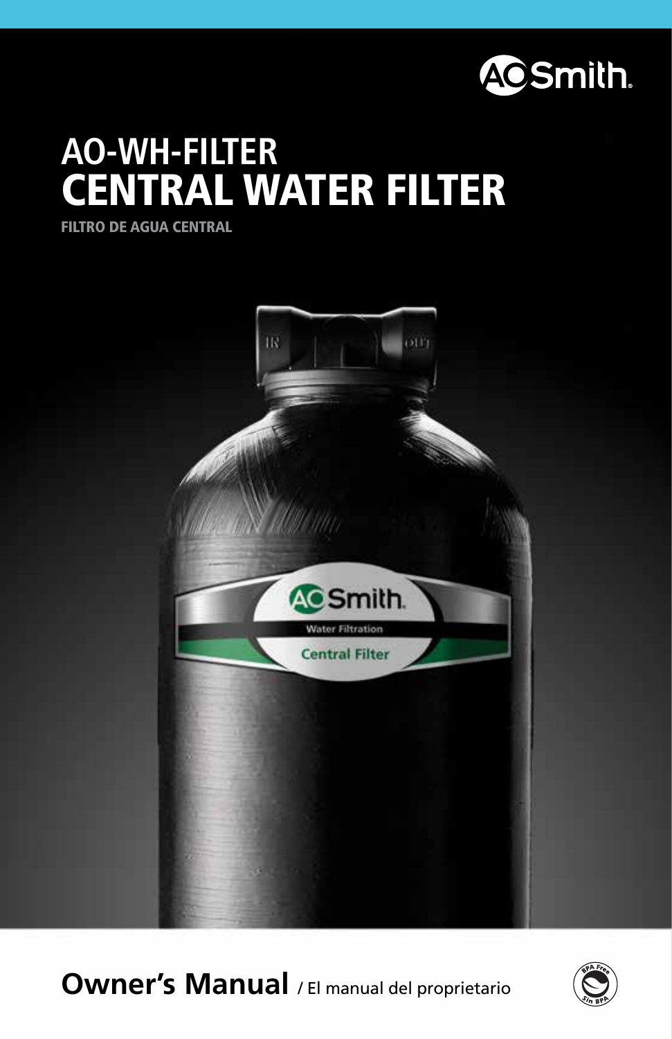# AO-WH-FILTER
# CENTRAL WATER FILTER

**FILTRO DE AGUA CENTRAL**

**Owner's Manual** / El manual del proprietario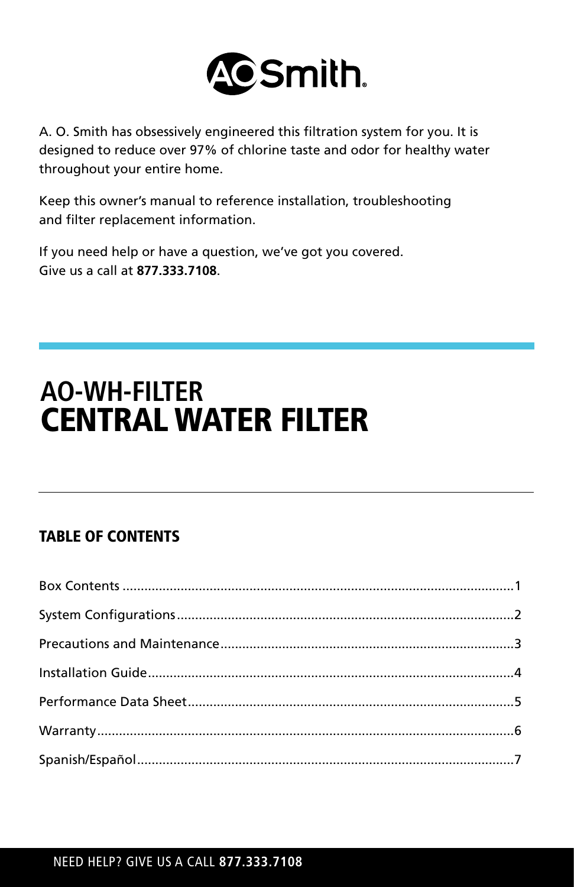A. O. Smith has obsessively engineered this filtration system for you. It is designed to reduce over 97% of chlorine taste and odor for healthy water throughout your entire home.

Keep this owner's manual to reference installation, troubleshooting and filter replacement information.

If you need help or have a question, we've got you covered. Give us a call at **877.333.7108**.

# AO-WH-FILTER
# CENTRAL WATER FILTER

## TABLE OF CONTENTS

Box Contents ........................................................................................................1

System Configurations..........................................................................................2

Precautions and Maintenance..............................................................................3

Installation Guide..................................................................................................4

Performance Data Sheet.......................................................................................5

Warranty................................................................................................................6

Spanish/Español.....................................................................................................7

NEED HELP? GIVE US A CALL **877.333.7108**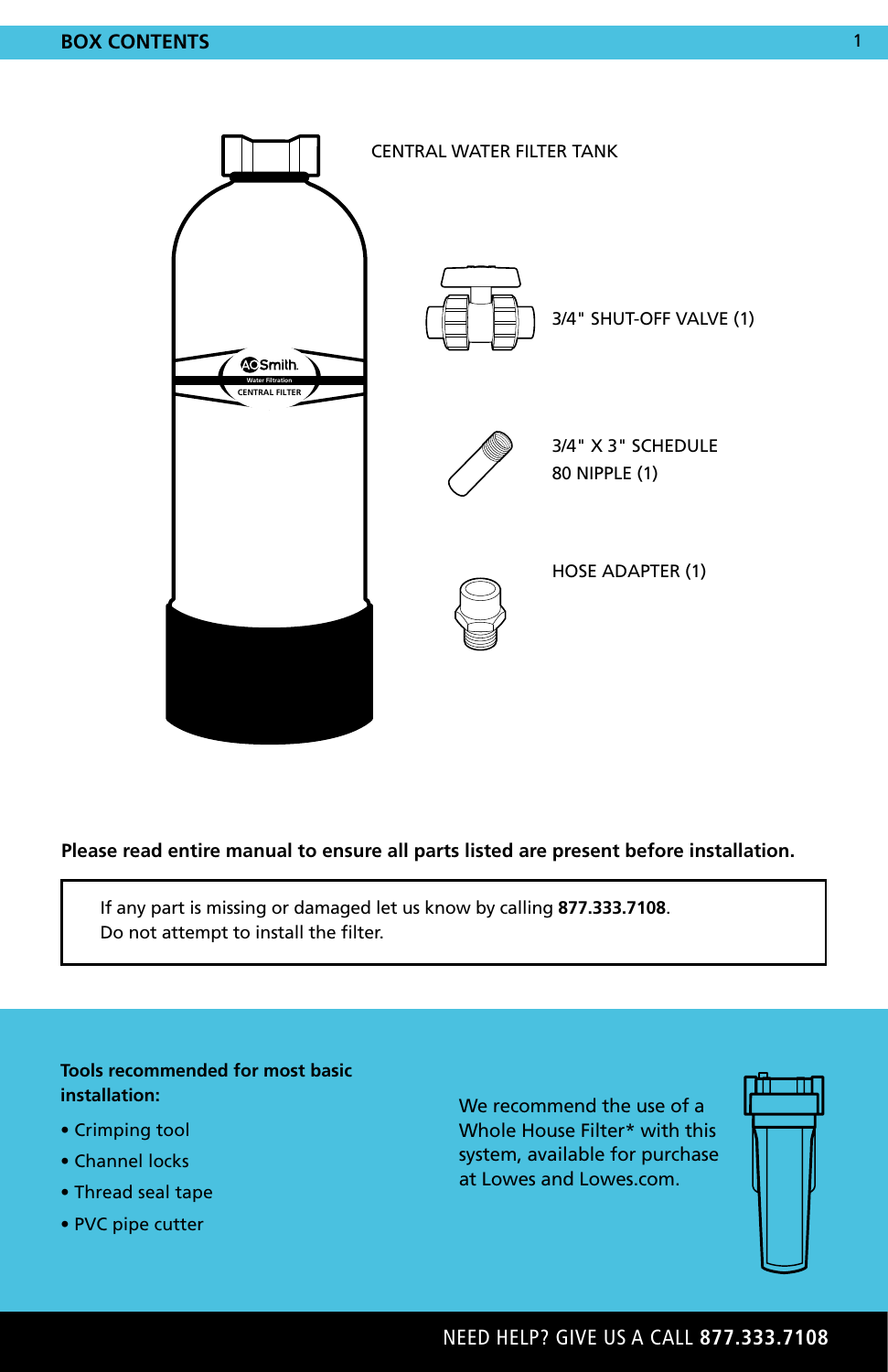## BOX CONTENTS

CENTRAL WATER FILTER TANK

3/4" SHUT-OFF VALVE (1)

3/4" X 3" SCHEDULE 80 NIPPLE (1)

HOSE ADAPTER (1)

**Please read entire manual to ensure all parts listed are present before installation.**

If any part is missing or damaged let us know by calling **877.333.7108**.
Do not attempt to install the filter.

**Tools recommended for most basic installation:**

- Crimping tool
- Channel locks
- Thread seal tape
- PVC pipe cutter

We recommend the use of a Whole House Filter* with this system, available for purchase at Lowes and Lowes.com.

NEED HELP? GIVE US A CALL **877.333.7108**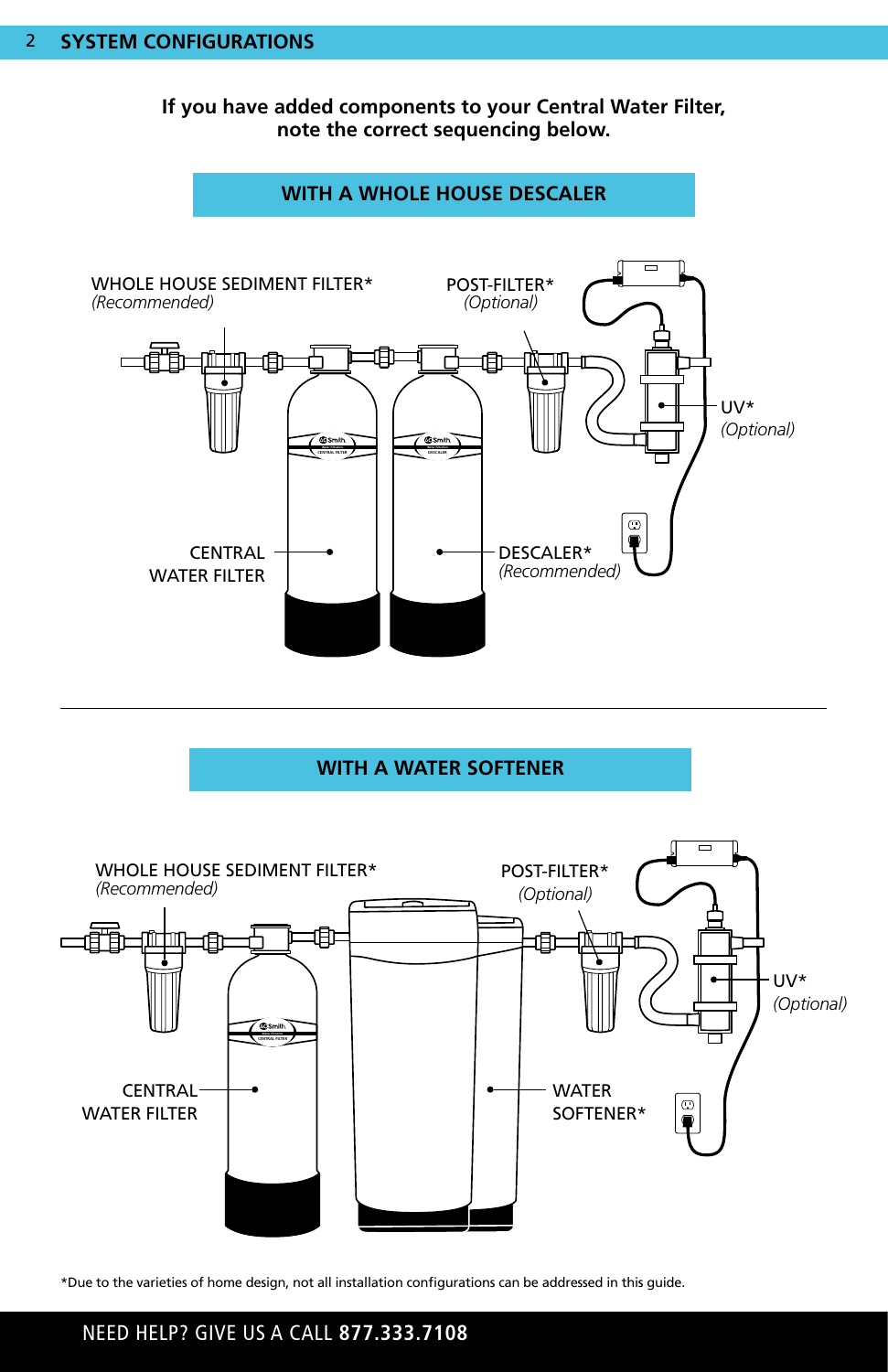## SYSTEM CONFIGURATIONS

**If you have added components to your Central Water Filter, note the correct sequencing below.**

### WITH A WHOLE HOUSE DESCALER

WHOLE HOUSE SEDIMENT FILTER*
*(Recommended)*

POST-FILTER*
*(Optional)*

UV*
*(Optional)*

CENTRAL WATER FILTER

DESCALER*
*(Recommended)*

### WITH A WATER SOFTENER

WHOLE HOUSE SEDIMENT FILTER*
*(Recommended)*

POST-FILTER*
*(Optional)*

UV*
*(Optional)*

CENTRAL WATER FILTER

WATER SOFTENER*

*Due to the varieties of home design, not all installation configurations can be addressed in this guide.

NEED HELP? GIVE US A CALL **877.333.7108**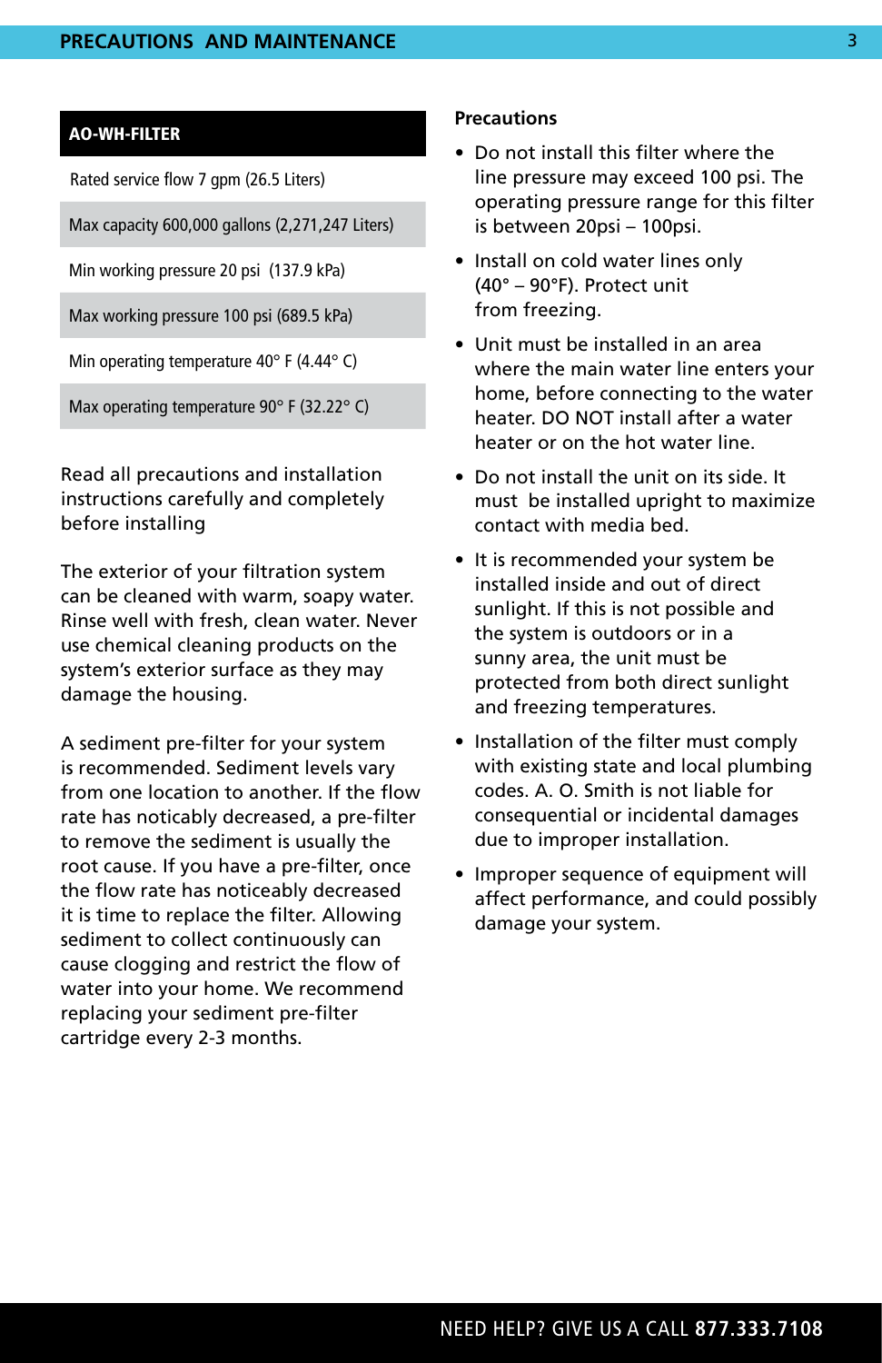| AO-WH-FILTER |
| --- |
| Rated service flow 7 gpm (26.5 Liters) |
| Max capacity 600,000 gallons (2,271,247 Liters) |
| Min working pressure 20 psi (137.9 kPa) |
| Max working pressure 100 psi (689.5 kPa) |
| Min operating temperature 40° F (4.44° C) |
| Max operating temperature 90° F (32.22° C) |

Read all precautions and installation instructions carefully and completely before installing

The exterior of your filtration system can be cleaned with warm, soapy water. Rinse well with fresh, clean water. Never use chemical cleaning products on the system's exterior surface as they may damage the housing.

A sediment pre-filter for your system is recommended. Sediment levels vary from one location to another. If the flow rate has noticably decreased, a pre-filter to remove the sediment is usually the root cause. If you have a pre-filter, once the flow rate has noticeably decreased it is time to replace the filter. Allowing sediment to collect continuously can cause clogging and restrict the flow of water into your home. We recommend replacing your sediment pre-filter cartridge every 2-3 months.

**Precautions**

- Do not install this filter where the line pressure may exceed 100 psi. The operating pressure range for this filter is between 20psi – 100psi.
- Install on cold water lines only (40° – 90°F). Protect unit from freezing.
- Unit must be installed in an area where the main water line enters your home, before connecting to the water heater. DO NOT install after a water heater or on the hot water line.
- Do not install the unit on its side. It must be installed upright to maximize contact with media bed.
- It is recommended your system be installed inside and out of direct sunlight. If this is not possible and the system is outdoors or in a sunny area, the unit must be protected from both direct sunlight and freezing temperatures.
- Installation of the filter must comply with existing state and local plumbing codes. A. O. Smith is not liable for consequential or incidental damages due to improper installation.
- Improper sequence of equipment will affect performance, and could possibly damage your system.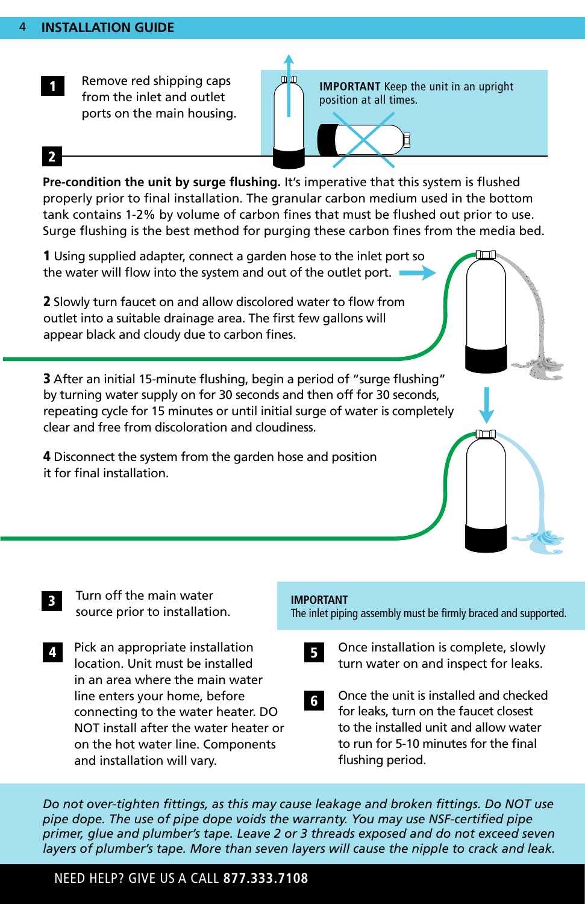**1** Remove red shipping caps from the inlet and outlet ports on the main housing.

**IMPORTANT** Keep the unit in an upright position at all times.

**2**

**Pre-condition the unit by surge flushing.** It's imperative that this system is flushed properly prior to final installation. The granular carbon medium used in the bottom tank contains 1-2% by volume of carbon fines that must be flushed out prior to use. Surge flushing is the best method for purging these carbon fines from the media bed.

**1** Using supplied adapter, connect a garden hose to the inlet port so the water will flow into the system and out of the outlet port.

**2** Slowly turn faucet on and allow discolored water to flow from outlet into a suitable drainage area. The first few gallons will appear black and cloudy due to carbon fines.

**3** After an initial 15-minute flushing, begin a period of "surge flushing" by turning water supply on for 30 seconds and then off for 30 seconds, repeating cycle for 15 minutes or until initial surge of water is completely clear and free from discoloration and cloudiness.

**4** Disconnect the system from the garden hose and position it for final installation.

**3** Turn off the main water source prior to installation.

**4** Pick an appropriate installation location. Unit must be installed in an area where the main water line enters your home, before connecting to the water heater. DO NOT install after the water heater or on the hot water line. Components and installation will vary.

**IMPORTANT**
The inlet piping assembly must be firmly braced and supported.

**5** Once installation is complete, slowly turn water on and inspect for leaks.

**6** Once the unit is installed and checked for leaks, turn on the faucet closest to the installed unit and allow water to run for 5-10 minutes for the final flushing period.

*Do not over-tighten fittings, as this may cause leakage and broken fittings. Do NOT use pipe dope. The use of pipe dope voids the warranty. You may use NSF-certified pipe primer, glue and plumber's tape. Leave 2 or 3 threads exposed and do not exceed seven layers of plumber's tape. More than seven layers will cause the nipple to crack and leak.*

NEED HELP? GIVE US A CALL **877.333.7108**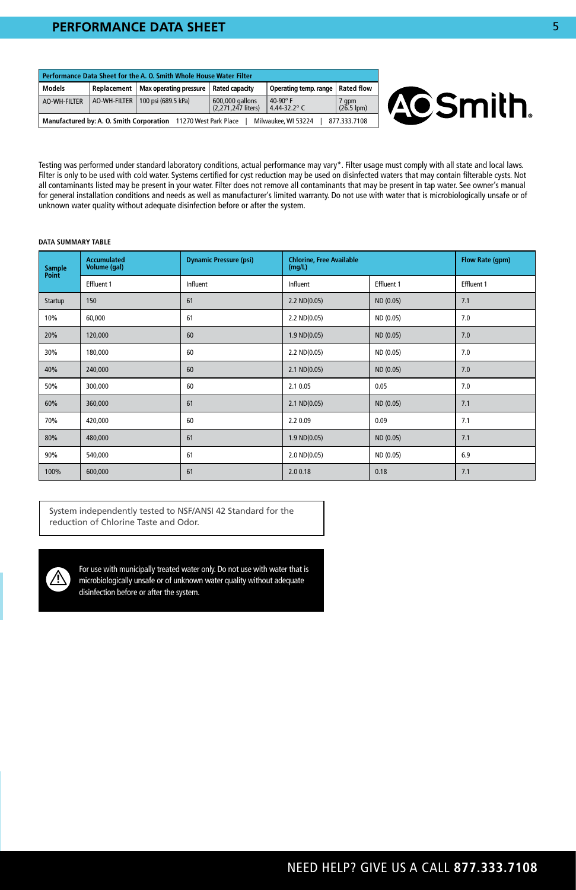## PERFORMANCE DATA SHEET

| Performance Data Sheet for the A. O. Smith Whole House Water Filter | | | | | |
|---|---|---|---|---|---|
| Models | Replacement | Max operating pressure | Rated capacity | Operating temp. range | Rated flow |
| AO-WH-FILTER | AO-WH-FILTER | 100 psi (689.5 kPa) | 600,000 gallons (2,271,247 liters) | 40-90° F 4.44-32.2° C | 7 gpm (26.5 lpm) |
| Manufactured by: A. O. Smith Corporation 11270 West Park Place \| Milwaukee, WI 53224 \| 877.333.7108 | | | | | |

Testing was performed under standard laboratory conditions, actual performance may vary*. Filter usage must comply with all state and local laws. Filter is only to be used with cold water. Systems certified for cyst reduction may be used on disinfected waters that may contain filterable cysts. Not all contaminants listed may be present in your water. Filter does not remove all contaminants that may be present in tap water. See owner's manual for general installation conditions and needs as well as manufacturer's limited warranty. Do not use with water that is microbiologically unsafe or of unknown water quality without adequate disinfection before or after the system.

**DATA SUMMARY TABLE**

| Sample Point | Accumulated Volume (gal) | Dynamic Pressure (psi) | Chlorine, Free Available (mg/L) | | Flow Rate (gpm) |
|---|---|---|---|---|---|
| | Effluent 1 | Influent | Influent | Effluent 1 | Effluent 1 |
| Startup | 150 | 61 | 2.2 ND(0.05) | ND (0.05) | 7.1 |
| 10% | 60,000 | 61 | 2.2 ND(0.05) | ND (0.05) | 7.0 |
| 20% | 120,000 | 60 | 1.9 ND(0.05) | ND (0.05) | 7.0 |
| 30% | 180,000 | 60 | 2.2 ND(0.05) | ND (0.05) | 7.0 |
| 40% | 240,000 | 60 | 2.1 ND(0.05) | ND (0.05) | 7.0 |
| 50% | 300,000 | 60 | 2.1 0.05 | 0.05 | 7.0 |
| 60% | 360,000 | 61 | 2.1 ND(0.05) | ND (0.05) | 7.1 |
| 70% | 420,000 | 60 | 2.2 0.09 | 0.09 | 7.1 |
| 80% | 480,000 | 61 | 1.9 ND(0.05) | ND (0.05) | 7.1 |
| 90% | 540,000 | 61 | 2.0 ND(0.05) | ND (0.05) | 6.9 |
| 100% | 600,000 | 61 | 2.0 0.18 | 0.18 | 7.1 |

System independently tested to NSF/ANSI 42 Standard for the reduction of Chlorine Taste and Odor.

⚠ For use with municipally treated water only. Do not use with water that is microbiologically unsafe or of unknown water quality without adequate disinfection before or after the system.

NEED HELP? GIVE US A CALL **877.333.7108**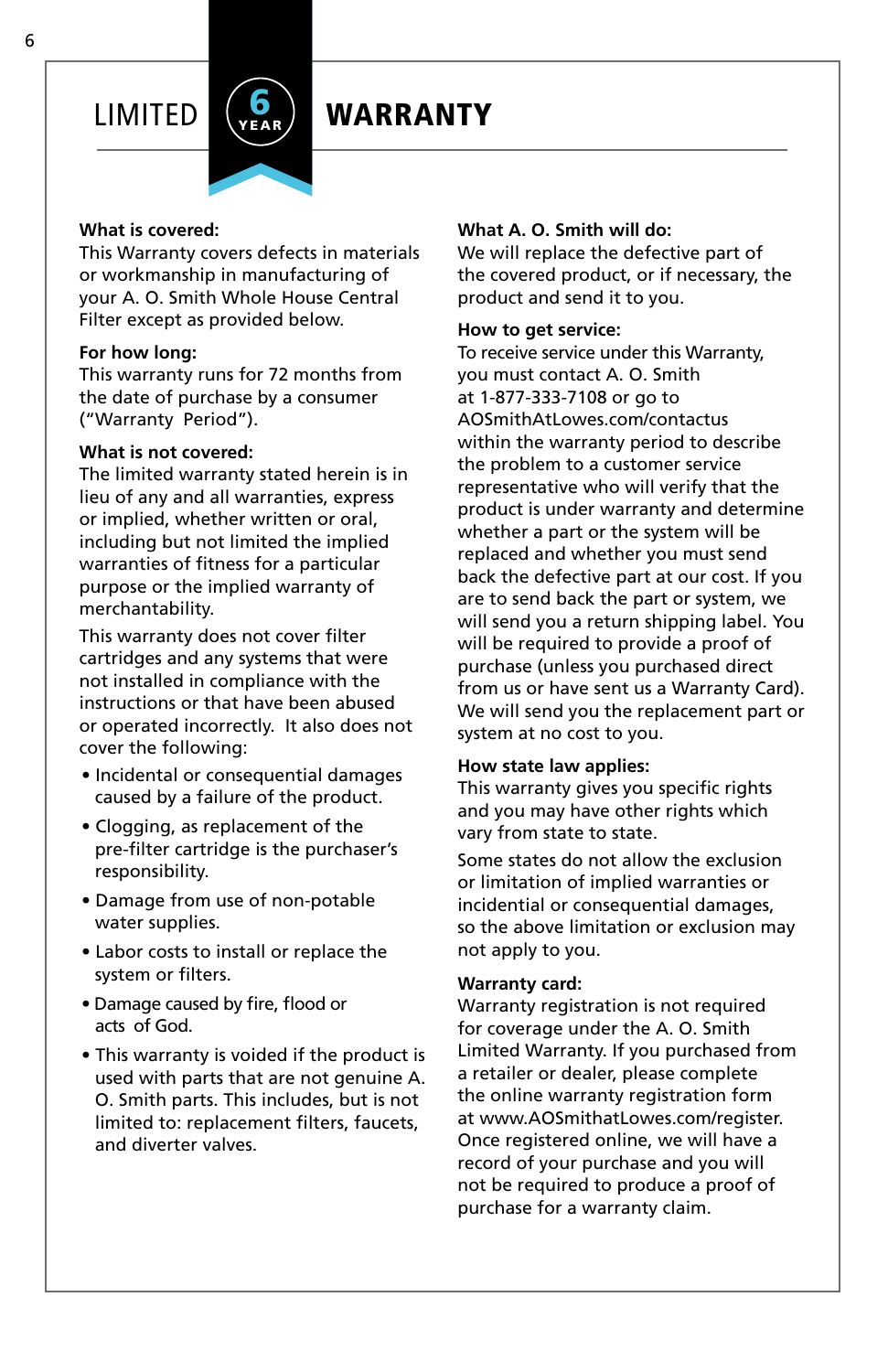# LIMITED 6 YEAR WARRANTY

**What is covered:**
This Warranty covers defects in materials or workmanship in manufacturing of your A. O. Smith Whole House Central Filter except as provided below.

**For how long:**
This warranty runs for 72 months from the date of purchase by a consumer ("Warranty Period").

**What is not covered:**
The limited warranty stated herein is in lieu of any and all warranties, express or implied, whether written or oral, including but not limited the implied warranties of fitness for a particular purpose or the implied warranty of merchantability.

This warranty does not cover filter cartridges and any systems that were not installed in compliance with the instructions or that have been abused or operated incorrectly. It also does not cover the following:

- Incidental or consequential damages caused by a failure of the product.
- Clogging, as replacement of the pre-filter cartridge is the purchaser's responsibility.
- Damage from use of non-potable water supplies.
- Labor costs to install or replace the system or filters.
- Damage caused by fire, flood or acts of God.
- This warranty is voided if the product is used with parts that are not genuine A. O. Smith parts. This includes, but is not limited to: replacement filters, faucets, and diverter valves.

**What A. O. Smith will do:**
We will replace the defective part of the covered product, or if necessary, the product and send it to you.

**How to get service:**
To receive service under this Warranty, you must contact A. O. Smith at 1-877-333-7108 or go to AOSmithAtLowes.com/contactus within the warranty period to describe the problem to a customer service representative who will verify that the product is under warranty and determine whether a part or the system will be replaced and whether you must send back the defective part at our cost. If you are to send back the part or system, we will send you a return shipping label. You will be required to provide a proof of purchase (unless you purchased direct from us or have sent us a Warranty Card). We will send you the replacement part or system at no cost to you.

**How state law applies:**
This warranty gives you specific rights and you may have other rights which vary from state to state.

Some states do not allow the exclusion or limitation of implied warranties or incidential or consequential damages, so the above limitation or exclusion may not apply to you.

**Warranty card:**
Warranty registration is not required for coverage under the A. O. Smith Limited Warranty. If you purchased from a retailer or dealer, please complete the online warranty registration form at www.AOSmithatLowes.com/register. Once registered online, we will have a record of your purchase and you will not be required to produce a proof of purchase for a warranty claim.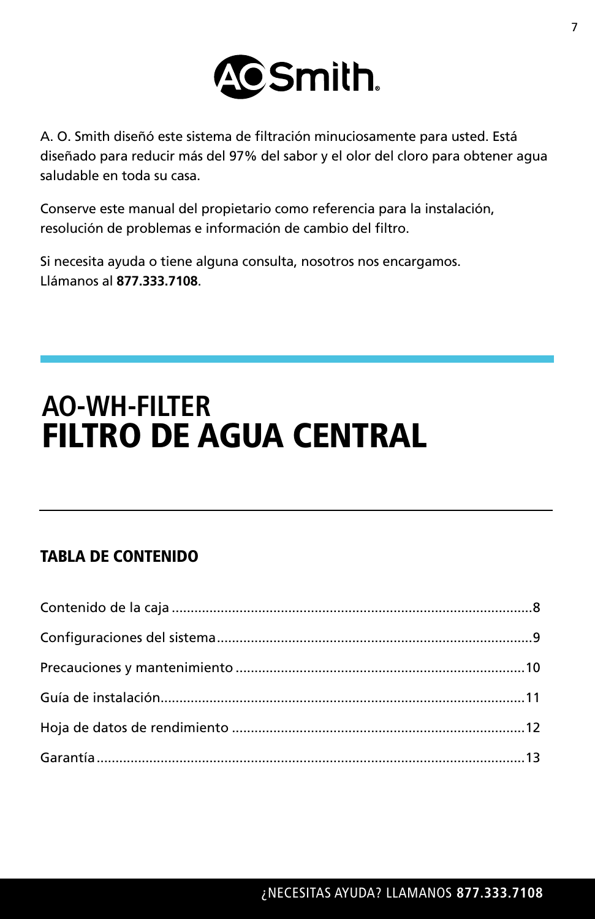A. O. Smith diseñó este sistema de filtración minuciosamente para usted. Está diseñado para reducir más del 97% del sabor y el olor del cloro para obtener agua saludable en toda su casa.

Conserve este manual del propietario como referencia para la instalación, resolución de problemas e información de cambio del filtro.

Si necesita ayuda o tiene alguna consulta, nosotros nos encargamos.
Llámanos al **877.333.7108**.

# AO-WH-FILTER
# FILTRO DE AGUA CENTRAL

## TABLA DE CONTENIDO

Contenido de la caja ....................................................................................8

Configuraciones del sistema.........................................................................9

Precauciones y mantenimiento ...................................................................10

Guía de instalación.....................................................................................11

Hoja de datos de rendimiento ....................................................................12

Garantía.....................................................................................................13

¿NECESITAS AYUDA? LLAMANOS **877.333.7108**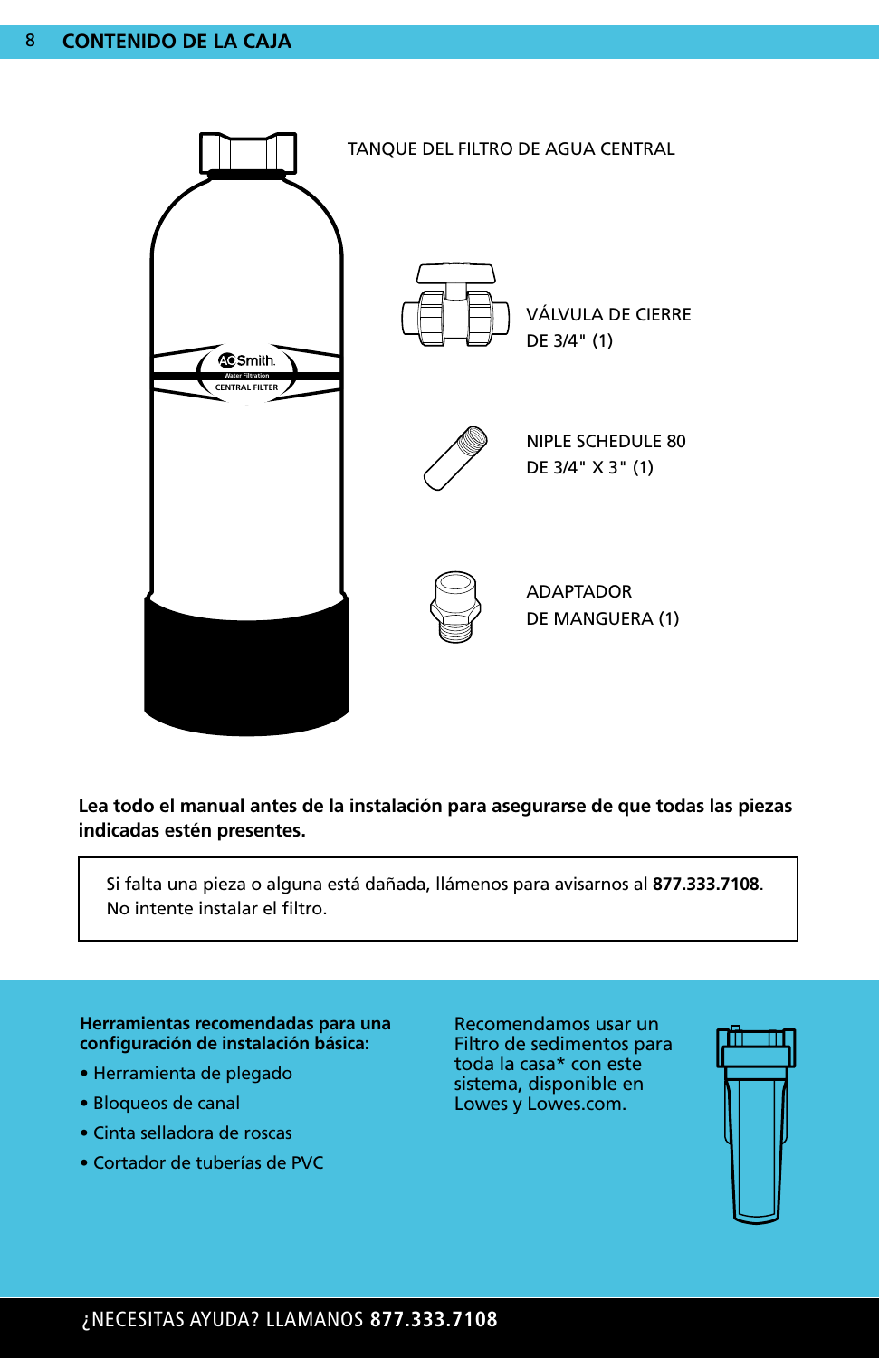## CONTENIDO DE LA CAJA

TANQUE DEL FILTRO DE AGUA CENTRAL

VÁLVULA DE CIERRE DE 3/4" (1)

NIPLE SCHEDULE 80 DE 3/4" X 3" (1)

ADAPTADOR DE MANGUERA (1)

**Lea todo el manual antes de la instalación para asegurarse de que todas las piezas indicadas estén presentes.**

Si falta una pieza o alguna está dañada, llámenos para avisarnos al **877.333.7108**. No intente instalar el filtro.

**Herramientas recomendadas para una configuración de instalación básica:**

- Herramienta de plegado
- Bloqueos de canal
- Cinta selladora de roscas
- Cortador de tuberías de PVC

Recomendamos usar un Filtro de sedimentos para toda la casa* con este sistema, disponible en Lowes y Lowes.com.

¿NECESITAS AYUDA? LLAMANOS **877.333.7108**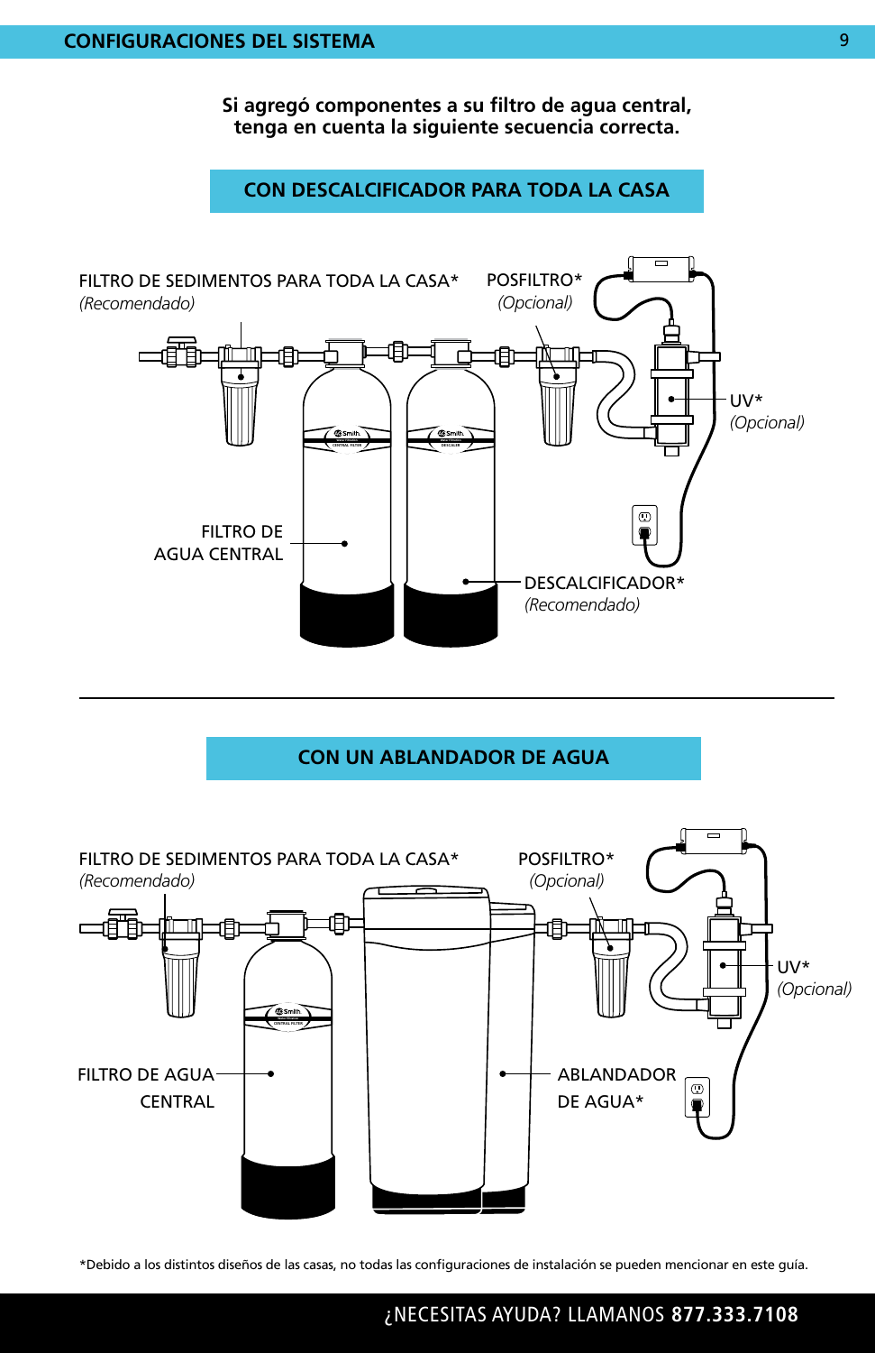## CONFIGURACIONES DEL SISTEMA

**Si agregó componentes a su filtro de agua central, tenga en cuenta la siguiente secuencia correcta.**

### CON DESCALCIFICADOR PARA TODA LA CASA

FILTRO DE SEDIMENTOS PARA TODA LA CASA*
*(Recomendado)*

POSFILTRO*
*(Opcional)*

UV*
*(Opcional)*

FILTRO DE AGUA CENTRAL

DESCALCIFICADOR*
*(Recomendado)*

### CON UN ABLANDADOR DE AGUA

FILTRO DE SEDIMENTOS PARA TODA LA CASA*
*(Recomendado)*

POSFILTRO*
*(Opcional)*

UV*
*(Opcional)*

FILTRO DE AGUA CENTRAL

ABLANDADOR DE AGUA*

*Debido a los distintos diseños de las casas, no todas las configuraciones de instalación se pueden mencionar en este guía.

¿NECESITAS AYUDA? LLAMANOS **877.333.7108**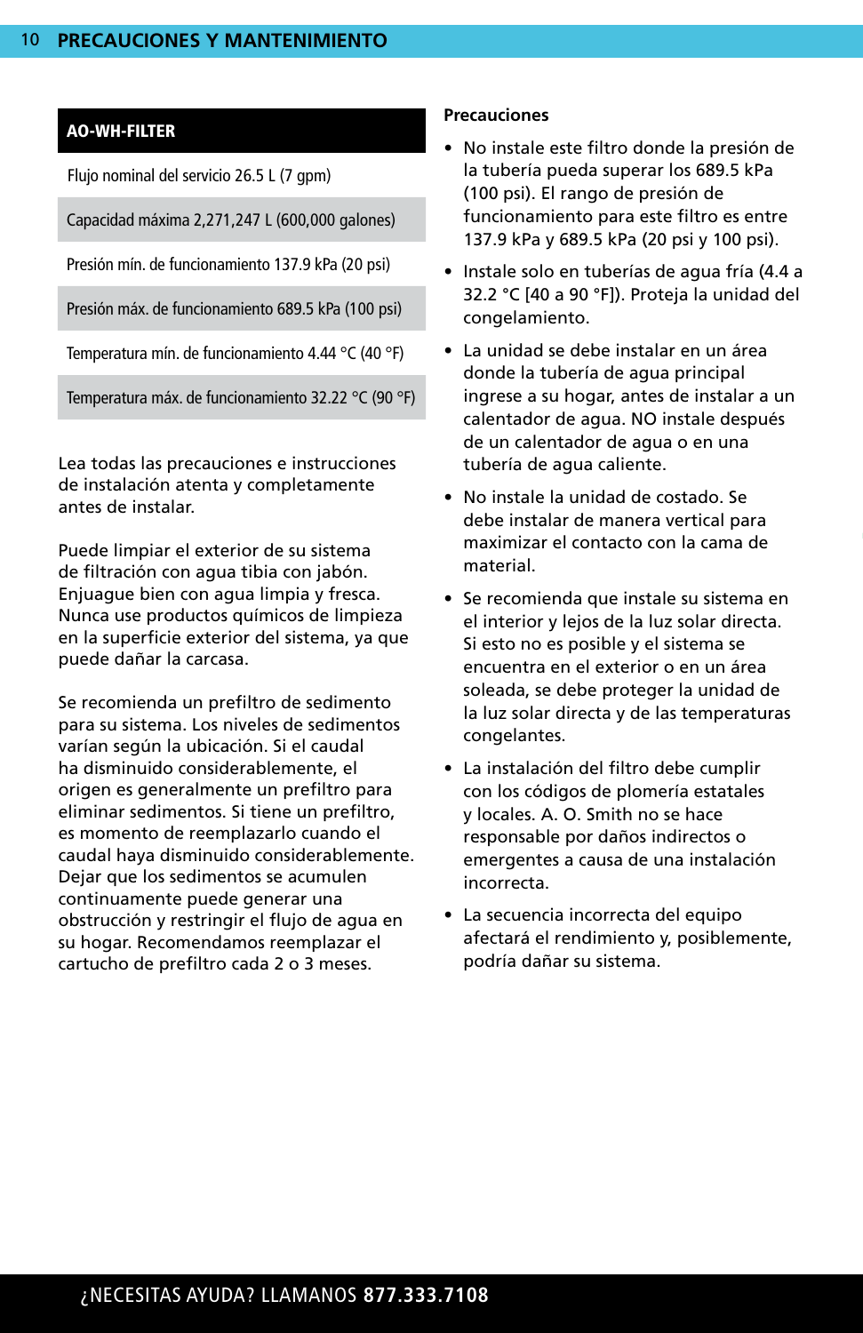## PRECAUCIONES Y MANTENIMIENTO

| AO-WH-FILTER |
| --- |
| Flujo nominal del servicio 26.5 L (7 gpm) |
| Capacidad máxima 2,271,247 L (600,000 galones) |
| Presión mín. de funcionamiento 137.9 kPa (20 psi) |
| Presión máx. de funcionamiento 689.5 kPa (100 psi) |
| Temperatura mín. de funcionamiento 4.44 °C (40 °F) |
| Temperatura máx. de funcionamiento 32.22 °C (90 °F) |

Lea todas las precauciones e instrucciones de instalación atenta y completamente antes de instalar.

Puede limpiar el exterior de su sistema de filtración con agua tibia con jabón. Enjuague bien con agua limpia y fresca. Nunca use productos químicos de limpieza en la superficie exterior del sistema, ya que puede dañar la carcasa.

Se recomienda un prefiltro de sedimento para su sistema. Los niveles de sedimentos varían según la ubicación. Si el caudal ha disminuido considerablemente, el origen es generalmente un prefiltro para eliminar sedimentos. Si tiene un prefiltro, es momento de reemplazarlo cuando el caudal haya disminuido considerablemente. Dejar que los sedimentos se acumulen continuamente puede generar una obstrucción y restringir el flujo de agua en su hogar. Recomendamos reemplazar el cartucho de prefiltro cada 2 o 3 meses.

### Precauciones

- No instale este filtro donde la presión de la tubería pueda superar los 689.5 kPa (100 psi). El rango de presión de funcionamiento para este filtro es entre 137.9 kPa y 689.5 kPa (20 psi y 100 psi).
- Instale solo en tuberías de agua fría (4.4 a 32.2 °C [40 a 90 °F]). Proteja la unidad del congelamiento.
- La unidad se debe instalar en un área donde la tubería de agua principal ingrese a su hogar, antes de instalar a un calentador de agua. NO instale después de un calentador de agua o en una tubería de agua caliente.
- No instale la unidad de costado. Se debe instalar de manera vertical para maximizar el contacto con la cama de material.
- Se recomienda que instale su sistema en el interior y lejos de la luz solar directa. Si esto no es posible y el sistema se encuentra en el exterior o en un área soleada, se debe proteger la unidad de la luz solar directa y de las temperaturas congelantes.
- La instalación del filtro debe cumplir con los códigos de plomería estatales y locales. A. O. Smith no se hace responsable por daños indirectos o emergentes a causa de una instalación incorrecta.
- La secuencia incorrecta del equipo afectará el rendimiento y, posiblemente, podría dañar su sistema.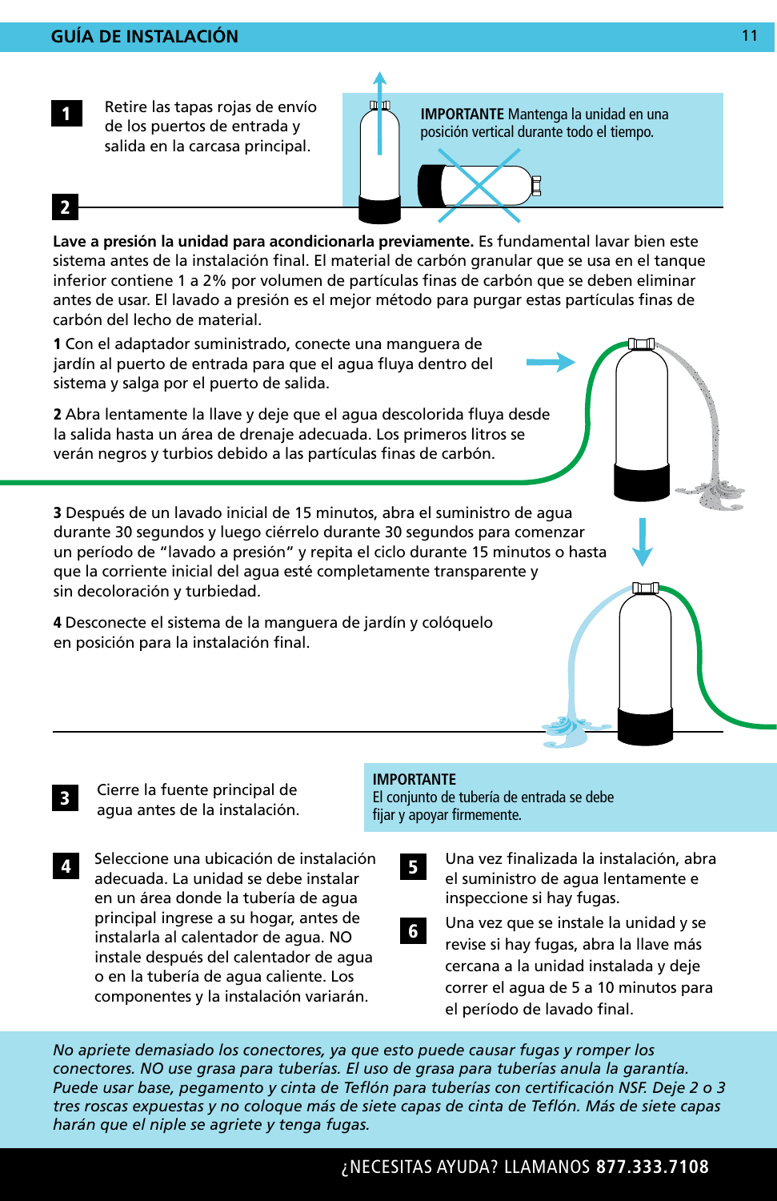## GUÍA DE INSTALACIÓN

**1** Retire las tapas rojas de envío de los puertos de entrada y salida en la carcasa principal.

**IMPORTANTE** Mantenga la unidad en una posición vertical durante todo el tiempo.

**2**

**Lave a presión la unidad para acondicionarla previamente.** Es fundamental lavar bien este sistema antes de la instalación final. El material de carbón granular que se usa en el tanque inferior contiene 1 a 2% por volumen de partículas finas de carbón que se deben eliminar antes de usar. El lavado a presión es el mejor método para purgar estas partículas finas de carbón del lecho de material.

**1** Con el adaptador suministrado, conecte una manguera de jardín al puerto de entrada para que el agua fluya dentro del sistema y salga por el puerto de salida.

**2** Abra lentamente la llave y deje que el agua descolorida fluya desde la salida hasta un área de drenaje adecuada. Los primeros litros se verán negros y turbios debido a las partículas finas de carbón.

**3** Después de un lavado inicial de 15 minutos, abra el suministro de agua durante 30 segundos y luego ciérrelo durante 30 segundos para comenzar un período de "lavado a presión" y repita el ciclo durante 15 minutos o hasta que la corriente inicial del agua esté completamente transparente y sin decoloración y turbiedad.

**4** Desconecte el sistema de la manguera de jardín y colóquelo en posición para la instalación final.

**3** Cierre la fuente principal de agua antes de la instalación.

**IMPORTANTE**
El conjunto de tubería de entrada se debe fijar y apoyar firmemente.

**4** Seleccione una ubicación de instalación adecuada. La unidad se debe instalar en un área donde la tubería de agua principal ingrese a su hogar, antes de instalarla al calentador de agua. NO instale después del calentador de agua o en la tubería de agua caliente. Los componentes y la instalación variarán.

**5** Una vez finalizada la instalación, abra el suministro de agua lentamente e inspeccione si hay fugas.

**6** Una vez que se instale la unidad y se revise si hay fugas, abra la llave más cercana a la unidad instalada y deje correr el agua de 5 a 10 minutos para el período de lavado final.

*No apriete demasiado los conectores, ya que esto puede causar fugas y romper los conectores. NO use grasa para tuberías. El uso de grasa para tuberías anula la garantía. Puede usar base, pegamento y cinta de Teflón para tuberías con certificación NSF. Deje 2 o 3 tres roscas expuestas y no coloque más de siete capas de cinta de Teflón. Más de siete capas harán que el niple se agriete y tenga fugas.*

¿NECESITAS AYUDA? LLAMANOS **877.333.7108**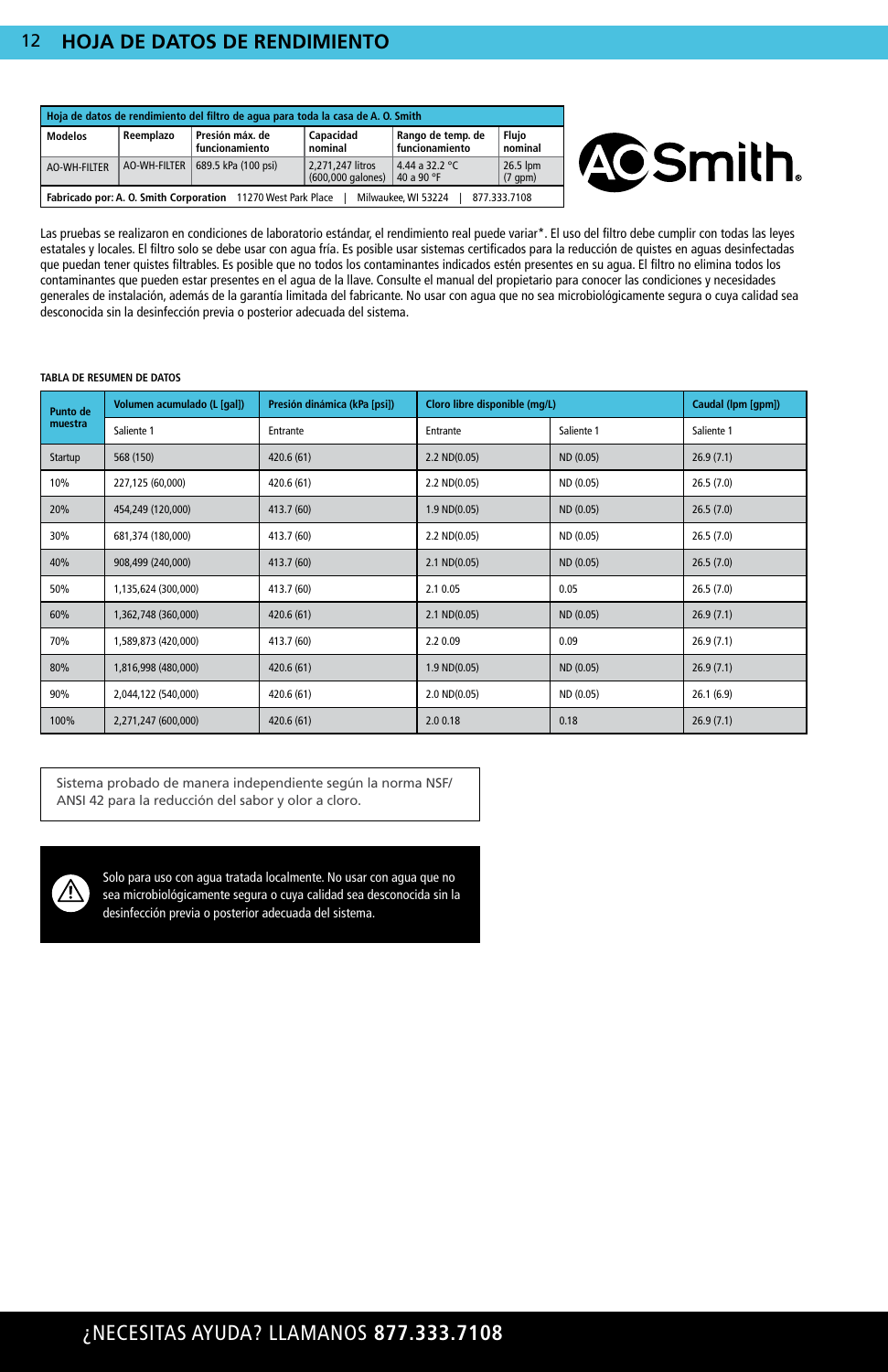# HOJA DE DATOS DE RENDIMIENTO

| Hoja de datos de rendimiento del filtro de agua para toda la casa de A. O. Smith | | | | | |
|---|---|---|---|---|---|
| **Modelos** | **Reemplazo** | **Presión máx. de funcionamiento** | **Capacidad nominal** | **Rango de temp. de funcionamiento** | **Flujo nominal** |
| AO-WH-FILTER | AO-WH-FILTER | 689.5 kPa (100 psi) | 2,271,247 litros (600,000 galones) | 4.44 a 32.2 °C 40 a 90 °F | 26.5 lpm (7 gpm) |
| **Fabricado por: A. O. Smith Corporation** 11270 West Park Place \| Milwaukee, WI 53224 \| 877.333.7108 | | | | | |

Las pruebas se realizaron en condiciones de laboratorio estándar, el rendimiento real puede variar*. El uso del filtro debe cumplir con todas las leyes estatales y locales. El filtro solo se debe usar con agua fría. Es posible usar sistemas certificados para la reducción de quistes en aguas desinfectadas que puedan tener quistes filtrables. Es posible que no todos los contaminantes indicados estén presentes en su agua. El filtro no elimina todos los contaminantes que pueden estar presentes en el agua de la llave. Consulte el manual del propietario para conocer las condiciones y necesidades generales de instalación, además de la garantía limitada del fabricante. No usar con agua que no sea microbiológicamente segura o cuya calidad sea desconocida sin la desinfección previa o posterior adecuada del sistema.

**TABLA DE RESUMEN DE DATOS**

| Punto de muestra | Volumen acumulado (L [gal]) | Presión dinámica (kPa [psi]) | Cloro libre disponible (mg/L) | | Caudal (lpm [gpm]) |
|---|---|---|---|---|---|
| | Saliente 1 | Entrante | Entrante | Saliente 1 | Saliente 1 |
| Startup | 568 (150) | 420.6 (61) | 2.2 ND(0.05) | ND (0.05) | 26.9 (7.1) |
| 10% | 227,125 (60,000) | 420.6 (61) | 2.2 ND(0.05) | ND (0.05) | 26.5 (7.0) |
| 20% | 454,249 (120,000) | 413.7 (60) | 1.9 ND(0.05) | ND (0.05) | 26.5 (7.0) |
| 30% | 681,374 (180,000) | 413.7 (60) | 2.2 ND(0.05) | ND (0.05) | 26.5 (7.0) |
| 40% | 908,499 (240,000) | 413.7 (60) | 2.1 ND(0.05) | ND (0.05) | 26.5 (7.0) |
| 50% | 1,135,624 (300,000) | 413.7 (60) | 2.1 0.05 | 0.05 | 26.5 (7.0) |
| 60% | 1,362,748 (360,000) | 420.6 (61) | 2.1 ND(0.05) | ND (0.05) | 26.9 (7.1) |
| 70% | 1,589,873 (420,000) | 413.7 (60) | 2.2 0.09 | 0.09 | 26.9 (7.1) |
| 80% | 1,816,998 (480,000) | 420.6 (61) | 1.9 ND(0.05) | ND (0.05) | 26.9 (7.1) |
| 90% | 2,044,122 (540,000) | 420.6 (61) | 2.0 ND(0.05) | ND (0.05) | 26.1 (6.9) |
| 100% | 2,271,247 (600,000) | 420.6 (61) | 2.0 0.18 | 0.18 | 26.9 (7.1) |

Sistema probado de manera independiente según la norma NSF/ANSI 42 para la reducción del sabor y olor a cloro.

⚠ Solo para uso con agua tratada localmente. No usar con agua que no sea microbiológicamente segura o cuya calidad sea desconocida sin la desinfección previa o posterior adecuada del sistema.

¿NECESITAS AYUDA? LLAMANOS **877.333.7108**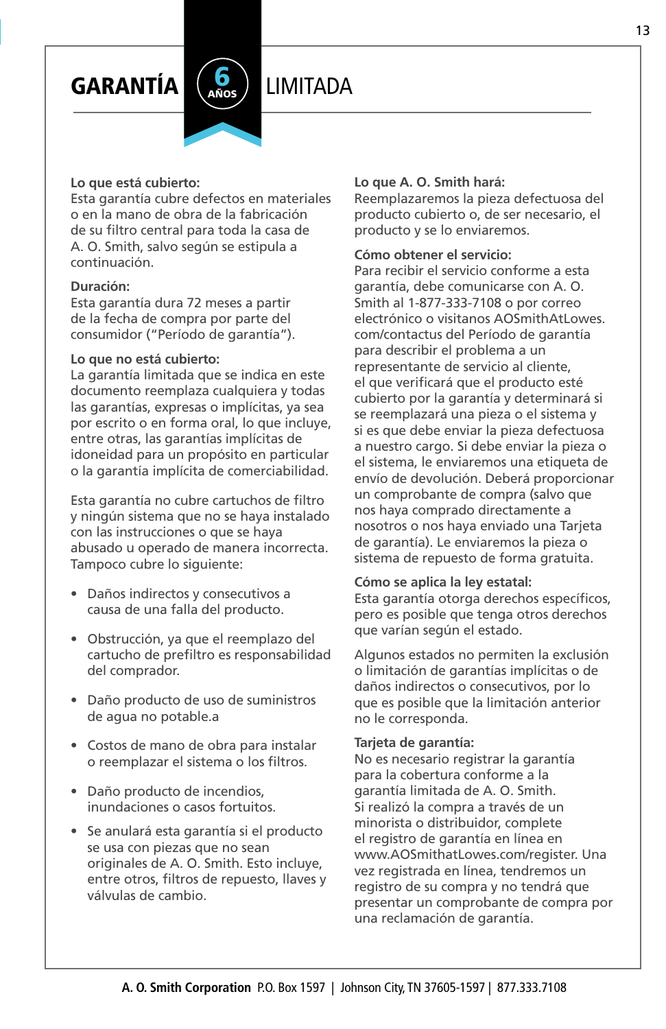# GARANTÍA 6 AÑOS LIMITADA

**Lo que está cubierto:**
Esta garantía cubre defectos en materiales o en la mano de obra de la fabricación de su filtro central para toda la casa de A. O. Smith, salvo según se estipula a continuación.

**Duración:**
Esta garantía dura 72 meses a partir de la fecha de compra por parte del consumidor ("Período de garantía").

**Lo que no está cubierto:**
La garantía limitada que se indica en este documento reemplaza cualquiera y todas las garantías, expresas o implícitas, ya sea por escrito o en forma oral, lo que incluye, entre otras, las garantías implícitas de idoneidad para un propósito en particular o la garantía implícita de comerciabilidad.

Esta garantía no cubre cartuchos de filtro y ningún sistema que no se haya instalado con las instrucciones o que se haya abusado u operado de manera incorrecta. Tampoco cubre lo siguiente:

- Daños indirectos y consecutivos a causa de una falla del producto.
- Obstrucción, ya que el reemplazo del cartucho de prefiltro es responsabilidad del comprador.
- Daño producto de uso de suministros de agua no potable.a
- Costos de mano de obra para instalar o reemplazar el sistema o los filtros.
- Daño producto de incendios, inundaciones o casos fortuitos.
- Se anulará esta garantía si el producto se usa con piezas que no sean originales de A. O. Smith. Esto incluye, entre otros, filtros de repuesto, llaves y válvulas de cambio.

**Lo que A. O. Smith hará:**
Reemplazaremos la pieza defectuosa del producto cubierto o, de ser necesario, el producto y se lo enviaremos.

**Cómo obtener el servicio:**
Para recibir el servicio conforme a esta garantía, debe comunicarse con A. O. Smith al 1-877-333-7108 o por correo electrónico o visitanos AOSmithAtLowes.com/contactus del Período de garantía para describir el problema a un representante de servicio al cliente, el que verificará que el producto esté cubierto por la garantía y determinará si se reemplazará una pieza o el sistema y si es que debe enviar la pieza defectuosa a nuestro cargo. Si debe enviar la pieza o el sistema, le enviaremos una etiqueta de envío de devolución. Deberá proporcionar un comprobante de compra (salvo que nos haya comprado directamente a nosotros o nos haya enviado una Tarjeta de garantía). Le enviaremos la pieza o sistema de repuesto de forma gratuita.

**Cómo se aplica la ley estatal:**
Esta garantía otorga derechos específicos, pero es posible que tenga otros derechos que varían según el estado.

Algunos estados no permiten la exclusión o limitación de garantías implícitas o de daños indirectos o consecutivos, por lo que es posible que la limitación anterior no le corresponda.

**Tarjeta de garantía:**
No es necesario registrar la garantía para la cobertura conforme a la garantía limitada de A. O. Smith. Si realizó la compra a través de un minorista o distribuidor, complete el registro de garantía en línea en www.AOSmithatLowes.com/register. Una vez registrada en línea, tendremos un registro de su compra y no tendrá que presentar un comprobante de compra por una reclamación de garantía.

**A. O. Smith Corporation** P.O. Box 1597 | Johnson City, TN 37605-1597 | 877.333.7108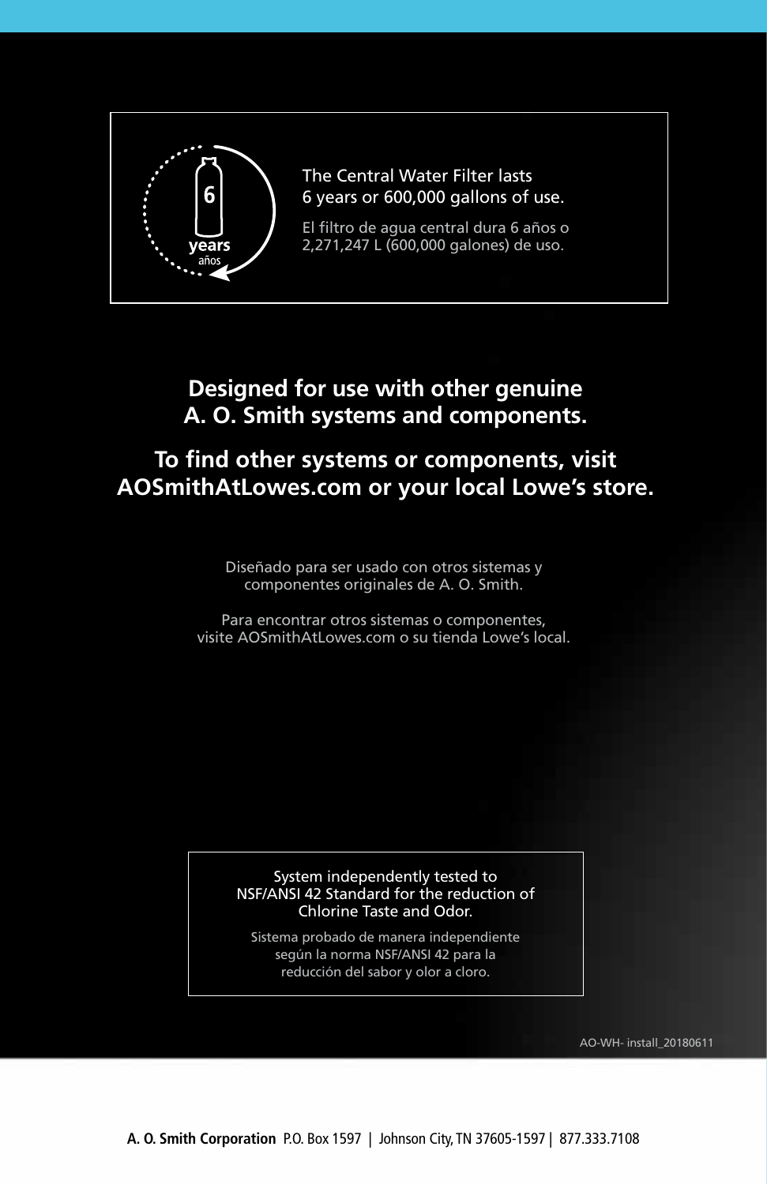6 years años

The Central Water Filter lasts 6 years or 600,000 gallons of use.

El filtro de agua central dura 6 años o 2,271,247 L (600,000 galones) de uso.

**Designed for use with other genuine A. O. Smith systems and components.**

**To find other systems or components, visit AOSmithAtLowes.com or your local Lowe's store.**

Diseñado para ser usado con otros sistemas y componentes originales de A. O. Smith.

Para encontrar otros sistemas o componentes, visite AOSmithAtLowes.com o su tienda Lowe's local.

System independently tested to NSF/ANSI 42 Standard for the reduction of Chlorine Taste and Odor.

Sistema probado de manera independiente según la norma NSF/ANSI 42 para la reducción del sabor y olor a cloro.

AO-WH- install_20180611

**A. O. Smith Corporation** P.O. Box 1597 | Johnson City, TN 37605-1597 | 877.333.7108